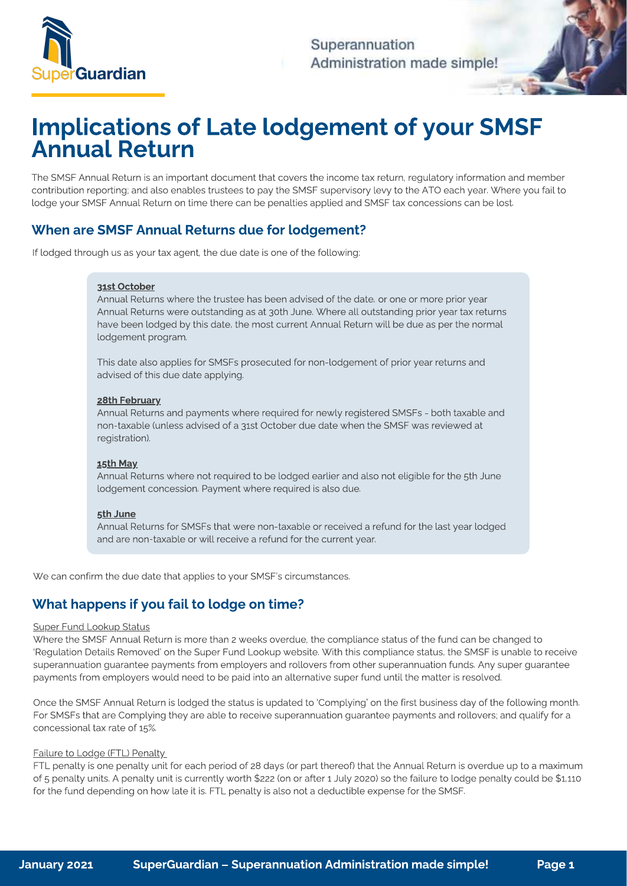Superannuation Administration made simple!

# Implications of Late lodgement of your SMSF Annual Return

The SMSF Annual Return is an important document that covers the income tax return, regulatory information and member contribution reporting; and also enables trustees to pay the SMSF supervisory levy to the ATO each year. Where you fail to lodge your SMSF Annual Return on time there can be penalties applied and SMSF tax concessions can be lost.

## When are SMSF Annual Returns due for lodgement?

If lodged through us as your tax agent, the due date is one of the following:

**31st October**

Annual Returns where the trustee has been advised of the date, or one or more prior year Annual Returns were outstanding as at 30th June. Where all outstanding prior year tax returns have been lodged by this date, the most current Annual Return will be due as per the normal lodgement program.

This date also applies for SMSFs prosecuted for non-lodgement of prior year returns and advised of this due date applying.

**28th February**

Annual Returns and payments where required for newly registered SMSFs - both taxable and non-taxable (unless advised of a 31st October due date when the SMSF was reviewed at registration).

**15th May**

Annual Returns where not required to be lodged earlier and also not eligible for the 5th June lodgement concession. Payment where required is also due.

**5th June**

Annual Returns for SMSFs that were non-taxable or received a refund for the last year lodged and are non-taxable or will receive a refund for the current year.

We can confirm the due date that applies to your SMSF's circumstances.

## What happens if you fail to lodge on time?

Super Fund Lookup Status

Where the SMSF Annual Return is more than 2 weeks overdue, the compliance status of the fund can be changed to 'Regulation Details Removed' on the Super Fund Lookup website. With this compliance status, the SMSF is unable to receive superannuation guarantee payments from employers and rollovers from other superannuation funds. Any super guarantee payments from employers would need to be paid into an alternative super fund until the matter is resolved.

Once the SMSF Annual Return is lodged the status is updated to 'Complying' on the first business day of the following month. For SMSFs that are Complying they are able to receive superannuation guarantee payments and rollovers; and qualify for a concessional tax rate of 15%.

Failure to Lodge (FTL) Penalty

FTL penalty is one penalty unit for each period of 28 days (or part thereof) that the Annual Return is overdue up to a maximum of 5 penalty units. A penalty unit is currently worth $222 (on or after 1 July 2020) so the failure to lodge penalty could be $1,110 for the fund depending on how late it is. FTL penalty is also not a deductible expense for the SMSF.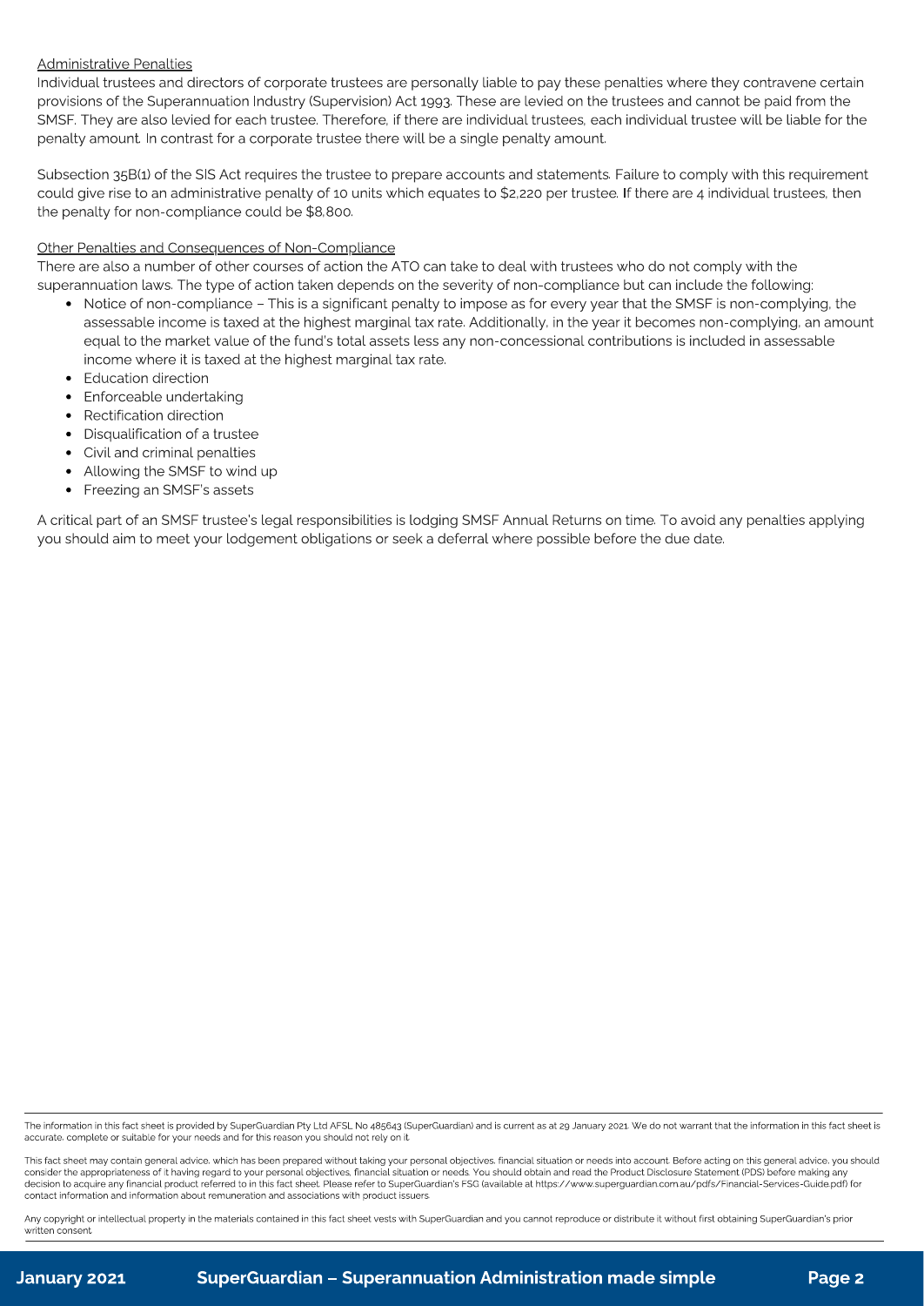<u>Administrative Penalties</u>

Individual trustees and directors of corporate trustees are personally liable to pay these penalties where they contravene certain provisions of the Superannuation Industry (Supervision) Act 1993. These are levied on the trustees and cannot be paid from the SMSF. They are also levied for each trustee. Therefore, if there are individual trustees, each individual trustee will be liable for the penalty amount. In contrast for a corporate trustee there will be a single penalty amount.

Subsection 35B(1) of the SIS Act requires the trustee to prepare accounts and statements. Failure to comply with this requirement could give rise to an administrative penalty of 10 units which equates to $2,220 per trustee. If there are 4 individual trustees, then the penalty for non-compliance could be $8,800.

<u>Other Penalties and Consequences of Non-Compliance</u>

There are also a number of other courses of action the ATO can take to deal with trustees who do not comply with the superannuation laws. The type of action taken depends on the severity of non-compliance but can include the following:

- Notice of non-compliance – This is a significant penalty to impose as for every year that the SMSF is non-complying, the assessable income is taxed at the highest marginal tax rate. Additionally, in the year it becomes non-complying, an amount equal to the market value of the fund's total assets less any non-concessional contributions is included in assessable income where it is taxed at the highest marginal tax rate.
- Education direction
- Enforceable undertaking
- Rectification direction
- Disqualification of a trustee
- Civil and criminal penalties
- Allowing the SMSF to wind up
- Freezing an SMSF's assets

A critical part of an SMSF trustee's legal responsibilities is lodging SMSF Annual Returns on time. To avoid any penalties applying you should aim to meet your lodgement obligations or seek a deferral where possible before the due date.

The information in this fact sheet is provided by SuperGuardian Pty Ltd AFSL No 485643 (SuperGuardian) and is current as at 29 January 2021. We do not warrant that the information in this fact sheet is accurate, complete or suitable for your needs and for this reason you should not rely on it.

This fact sheet may contain general advice, which has been prepared without taking your personal objectives, financial situation or needs into account. Before acting on this general advice, you should consider the appropriateness of it having regard to your personal objectives, financial situation or needs. You should obtain and read the Product Disclosure Statement (PDS) before making any decision to acquire any financial product referred to in this fact sheet. Please refer to SuperGuardian's FSG (available at https://www.superguardian.com.au/pdfs/Financial-Services-Guide.pdf) for contact information and information about remuneration and associations with product issuers.

Any copyright or intellectual property in the materials contained in this fact sheet vests with SuperGuardian and you cannot reproduce or distribute it without first obtaining SuperGuardian's prior written consent.